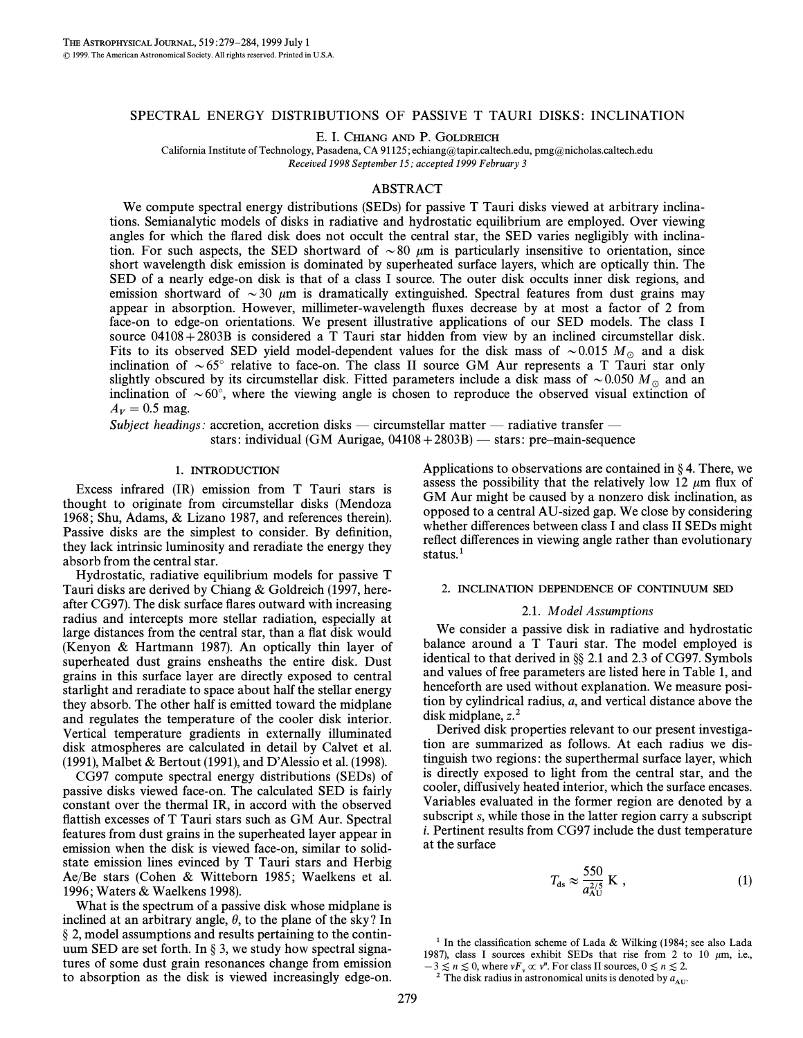# SPECTRAL ENERGY DISTRIBUTIONS OF PASSIVE T TAURI DISKS: INCLINATION

E. I. Chiang and P. Goldreich

California Institute of Technology, Pasadena, CA 91125; echiang@tapir.caltech.edu, pmg@nicholas.caltech.edu

*Received 1998 September 15; accepted 1999 February 3*

## ABSTRACT

We compute spectral energy distributions (SEDs) for passive T Tauri disks viewed at arbitrary inclinations. Semianalytic models of disks in radiative and hydrostatic equilibrium are employed. Over viewing angles for which the flared disk does not occult the central star, the SED varies negligibly with inclination. For such aspects, the SED shortward of $\sim 80$ $\mu$m is particularly insensitive to orientation, since short wavelength disk emission is dominated by superheated surface layers, which are optically thin. The SED of a nearly edge-on disk is that of a class I source. The outer disk occults inner disk regions, and emission shortward of $\sim 30$ $\mu$m is dramatically extinguished. Spectral features from dust grains may appear in absorption. However, millimeter-wavelength fluxes decrease by at most a factor of 2 from face-on to edge-on orientations. We present illustrative applications of our SED models. The class I source 04108+2803B is considered a T Tauri star hidden from view by an inclined circumstellar disk. Fits to its observed SED yield model-dependent values for the disk mass of $\sim 0.015$ $M_{\odot}$ and a disk inclination of $\sim 65°$ relative to face-on. The class II source GM Aur represents a T Tauri star only slightly obscured by its circumstellar disk. Fitted parameters include a disk mass of $\sim 0.050$ $M_{\odot}$ and an inclination of $\sim 60°$, where the viewing angle is chosen to reproduce the observed visual extinction of $A_V = 0.5$ mag.

*Subject headings:* accretion, accretion disks — circumstellar matter — radiative transfer — stars: individual (GM Aurigae, 04108+2803B) — stars: pre–main-sequence

## 1. INTRODUCTION

Excess infrared (IR) emission from T Tauri stars is thought to originate from circumstellar disks (Mendoza 1968; Shu, Adams, & Lizano 1987, and references therein). Passive disks are the simplest to consider. By definition, they lack intrinsic luminosity and reradiate the energy they absorb from the central star.

Hydrostatic, radiative equilibrium models for passive T Tauri disks are derived by Chiang & Goldreich (1997, hereafter CG97). The disk surface flares outward with increasing radius and intercepts more stellar radiation, especially at large distances from the central star, than a flat disk would (Kenyon & Hartmann 1987). An optically thin layer of superheated dust grains ensheaths the entire disk. Dust grains in this surface layer are directly exposed to central starlight and reradiate to space about half the stellar energy they absorb. The other half is emitted toward the midplane and regulates the temperature of the cooler disk interior. Vertical temperature gradients in externally illuminated disk atmospheres are calculated in detail by Calvet et al. (1991), Malbet & Bertout (1991), and D'Alessio et al. (1998).

CG97 compute spectral energy distributions (SEDs) of passive disks viewed face-on. The calculated SED is fairly constant over the thermal IR, in accord with the observed flattish excesses of T Tauri stars such as GM Aur. Spectral features from dust grains in the superheated layer appear in emission when the disk is viewed face-on, similar to solid-state emission lines evinced by T Tauri stars and Herbig Ae/Be stars (Cohen & Witteborn 1985; Waelkens et al. 1996; Waters & Waelkens 1998).

What is the spectrum of a passive disk whose midplane is inclined at an arbitrary angle, $\theta$, to the plane of the sky? In § 2, model assumptions and results pertaining to the continuum SED are set forth. In § 3, we study how spectral signatures of some dust grain resonances change from emission to absorption as the disk is viewed increasingly edge-on. Applications to observations are contained in § 4. There, we assess the possibility that the relatively low 12 $\mu$m flux of GM Aur might be caused by a nonzero disk inclination, as opposed to a central AU-sized gap. We close by considering whether differences between class I and class II SEDs might reflect differences in viewing angle rather than evolutionary status.[1]

## 2. INCLINATION DEPENDENCE OF CONTINUUM SED

### 2.1. *Model Assumptions*

We consider a passive disk in radiative and hydrostatic balance around a T Tauri star. The model employed is identical to that derived in §§ 2.1 and 2.3 of CG97. Symbols and values of free parameters are listed here in Table 1, and henceforth are used without explanation. We measure position by cylindrical radius, $a$, and vertical distance above the disk midplane, $z$.[2]

Derived disk properties relevant to our present investigation are summarized as follows. At each radius we distinguish two regions: the superthermal surface layer, which is directly exposed to light from the central star, and the cooler, diffusively heated interior, which the surface encases. Variables evaluated in the former region are denoted by a subscript $s$, while those in the latter region carry a subscript $i$. Pertinent results from CG97 include the dust temperature at the surface

$$T_{\rm ds} \approx \frac{550}{a_{\rm AU}^{2/5}}\ {\rm K}\ , \tag{1}$$

[1] In the classification scheme of Lada & Wilking (1984; see also Lada 1987), class I sources exhibit SEDs that rise from 2 to 10 $\mu$m, i.e., $-3 \lesssim n \lesssim 0$, where $\nu F_{\nu} \propto \nu^{n}$. For class II sources, $0 \lesssim n \lesssim 2$.

[2] The disk radius in astronomical units is denoted by $a_{\rm AU}$.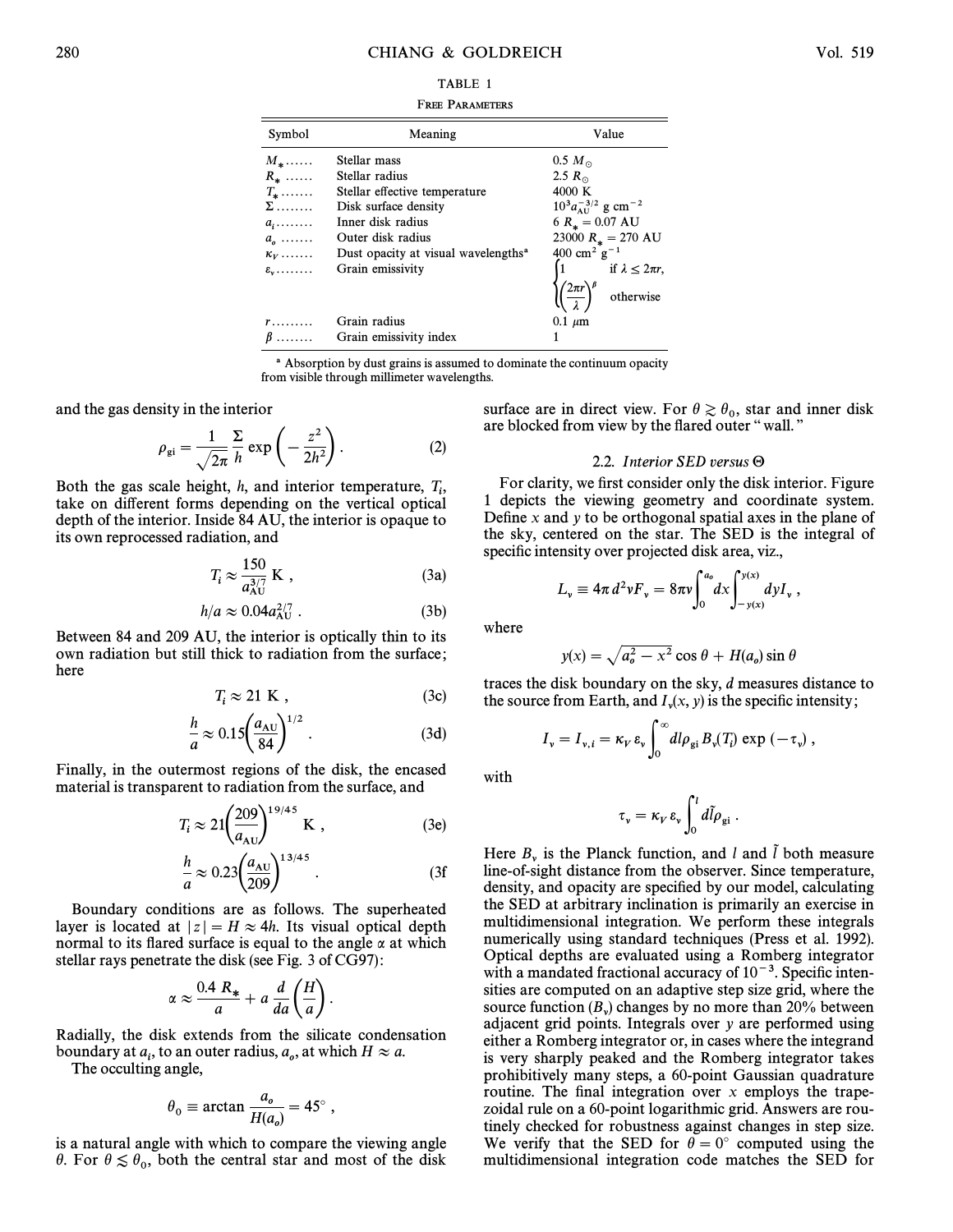TABLE 1

FREE PARAMETERS

| Symbol | Meaning | Value |
| --- | --- | --- |
| $M_*$ ...... | Stellar mass | $0.5\ M_\odot$ |
| $R_*$ ...... | Stellar radius | $2.5\ R_\odot$ |
| $T_*$ ....... | Stellar effective temperature | 4000 K |
| $\Sigma$ ........ | Disk surface density | $10^3 a_{\rm AU}^{-3/2}$ g cm$^{-2}$ |
| $a_i$ ........ | Inner disk radius | $6\ R_* = 0.07$ AU |
| $a_o$ ....... | Outer disk radius | $23000\ R_* = 270$ AU |
| $\kappa_V$ ....... | Dust opacity at visual wavelengths[a] | 400 cm$^2$ g$^{-1}$ |
| $\epsilon_\nu$ ........ | Grain emissivity | $\begin{cases} 1 & \text{if } \lambda \le 2\pi r, \\ \left(\dfrac{2\pi r}{\lambda}\right)^\beta & \text{otherwise} \end{cases}$ |
| $r$ ......... | Grain radius | 0.1 μm |
| $\beta$ ........ | Grain emissivity index | 1 |

[a] Absorption by dust grains is assumed to dominate the continuum opacity from visible through millimeter wavelengths.

and the gas density in the interior

$$\rho_{\rm gi} = \frac{1}{\sqrt{2\pi}} \frac{\Sigma}{h} \exp\left(-\frac{z^2}{2h^2}\right). \tag{2}$$

Both the gas scale height, $h$, and interior temperature, $T_i$, take on different forms depending on the vertical optical depth of the interior. Inside 84 AU, the interior is opaque to its own reprocessed radiation, and

$$T_i \approx \frac{150}{a_{\rm AU}^{3/7}}\ {\rm K}\,, \tag{3a}$$

$$h/a \approx 0.04 a_{\rm AU}^{2/7}\,. \tag{3b}$$

Between 84 and 209 AU, the interior is optically thin to its own radiation but still thick to radiation from the surface; here

$$T_i \approx 21\ {\rm K}\,, \tag{3c}$$

$$\frac{h}{a} \approx 0.15\left(\frac{a_{\rm AU}}{84}\right)^{1/2}. \tag{3d}$$

Finally, in the outermost regions of the disk, the encased material is transparent to radiation from the surface, and

$$T_i \approx 21\left(\frac{209}{a_{\rm AU}}\right)^{19/45}\ {\rm K}\,, \tag{3e}$$

$$\frac{h}{a} \approx 0.23\left(\frac{a_{\rm AU}}{209}\right)^{13/45}. \tag{3f}$$

Boundary conditions are as follows. The superheated layer is located at $|z| = H \approx 4h$. Its visual optical depth normal to its flared surface is equal to the angle $\alpha$ at which stellar rays penetrate the disk (see Fig. 3 of CG97):

$$\alpha \approx \frac{0.4\ R_*}{a} + a\frac{d}{da}\left(\frac{H}{a}\right).$$

Radially, the disk extends from the silicate condensation boundary at $a_i$, to an outer radius, $a_o$, at which $H \approx a$.

The occulting angle,

$$\theta_0 \equiv \arctan\frac{a_o}{H(a_o)} = 45^\circ\,,$$

is a natural angle with which to compare the viewing angle $\theta$. For $\theta \lesssim \theta_0$, both the central star and most of the disk surface are in direct view. For $\theta \gtrsim \theta_0$, star and inner disk are blocked from view by the flared outer "wall."

### 2.2. *Interior SED versus* $\Theta$

For clarity, we first consider only the disk interior. Figure 1 depicts the viewing geometry and coordinate system. Define $x$ and $y$ to be orthogonal spatial axes in the plane of the sky, centered on the star. The SED is the integral of specific intensity over projected disk area, viz.,

$$L_\nu \equiv 4\pi d^2 \nu F_\nu = 8\pi\nu \int_0^{a_o} dx \int_{-y(x)}^{y(x)} dy I_\nu\,,$$

where

$$y(x) = \sqrt{a_o^2 - x^2}\cos\theta + H(a_o)\sin\theta$$

traces the disk boundary on the sky, $d$ measures distance to the source from Earth, and $I_\nu(x, y)$ is the specific intensity;

$$I_\nu = I_{\nu,i} = \kappa_V \epsilon_\nu \int_0^\infty dl \rho_{\rm gi} B_\nu(T_i) \exp(-\tau_\nu)\,,$$

with

$$\tau_\nu = \kappa_V \epsilon_\nu \int_0^l d\tilde{l} \rho_{\rm gi}\,.$$

Here $B_\nu$ is the Planck function, and $l$ and $\tilde{l}$ both measure line-of-sight distance from the observer. Since temperature, density, and opacity are specified by our model, calculating the SED at arbitrary inclination is primarily an exercise in multidimensional integration. We perform these integrals numerically using standard techniques (Press et al. 1992). Optical depths are evaluated using a Romberg integrator with a mandated fractional accuracy of $10^{-3}$. Specific intensities are computed on an adaptive step size grid, where the source function ($B_\nu$) changes by no more than 20% between adjacent grid points. Integrals over $y$ are performed using either a Romberg integrator or, in cases where the integrand is very sharply peaked and the Romberg integrator takes prohibitively many steps, a 60-point Gaussian quadrature routine. The final integration over $x$ employs the trapezoidal rule on a 60-point logarithmic grid. Answers are routinely checked for robustness against changes in step size. We verify that the SED for $\theta = 0^\circ$ computed using the multidimensional integration code matches the SED for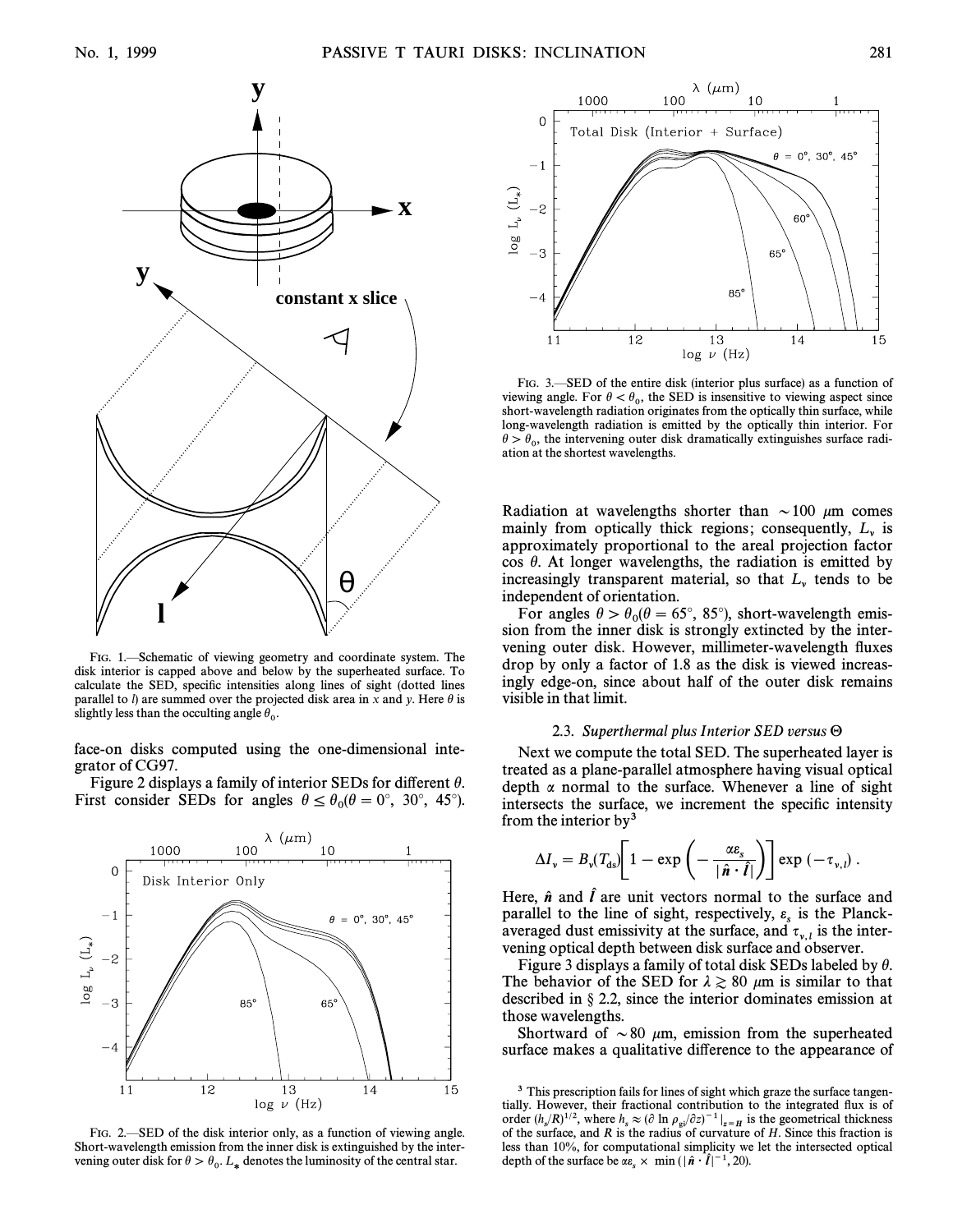FIG. 1.—Schematic of viewing geometry and coordinate system. The disk interior is capped above and below by the superheated surface. To calculate the SED, specific intensities along lines of sight (dotted lines parallel to $l$) are summed over the projected disk area in $x$ and $y$. Here $\theta$ is slightly less than the occulting angle $\theta_0$.

face-on disks computed using the one-dimensional integrator of CG97.

Figure 2 displays a family of interior SEDs for different $\theta$. First consider SEDs for angles $\theta \leq \theta_0 (\theta = 0°, 30°, 45°)$.

FIG. 2.—SED of the disk interior only, as a function of viewing angle. Short-wavelength emission from the inner disk is extinguished by the intervening outer disk for $\theta > \theta_0$. $L_*$ denotes the luminosity of the central star.

FIG. 3.—SED of the entire disk (interior plus surface) as a function of viewing angle. For $\theta < \theta_0$, the SED is insensitive to viewing aspect since short-wavelength radiation originates from the optically thin surface, while long-wavelength radiation is emitted by the optically thin interior. For $\theta > \theta_0$, the intervening outer disk dramatically extinguishes surface radiation at the shortest wavelengths.

Radiation at wavelengths shorter than $\sim 100$ $\mu$m comes mainly from optically thick regions; consequently, $L_\nu$ is approximately proportional to the areal projection factor $\cos\theta$. At longer wavelengths, the radiation is emitted by increasingly transparent material, so that $L_\nu$ tends to be independent of orientation.

For angles $\theta > \theta_0 (\theta = 65°, 85°)$, short-wavelength emission from the inner disk is strongly extincted by the intervening outer disk. However, millimeter-wavelength fluxes drop by only a factor of 1.8 as the disk is viewed increasingly edge-on, since about half of the outer disk remains visible in that limit.

### 2.3. *Superthermal plus Interior SED versus* $\Theta$

Next we compute the total SED. The superheated layer is treated as a plane-parallel atmosphere having visual optical depth $\alpha$ normal to the surface. Whenever a line of sight intersects the surface, we increment the specific intensity from the interior by[3]

$$\Delta I_\nu = B_\nu(T_{\rm ds})\left[1 - \exp\left(-\frac{\alpha\varepsilon_s}{|\hat{\boldsymbol{n}} \cdot \hat{\boldsymbol{l}}|}\right)\right] \exp(-\tau_{\nu,l}) .$$

Here, $\hat{\boldsymbol{n}}$ and $\hat{\boldsymbol{l}}$ are unit vectors normal to the surface and parallel to the line of sight, respectively, $\varepsilon_s$ is the Planck-averaged dust emissivity at the surface, and $\tau_{\nu,l}$ is the intervening optical depth between disk surface and observer.

Figure 3 displays a family of total disk SEDs labeled by $\theta$. The behavior of the SED for $\lambda \gtrsim 80$ $\mu$m is similar to that described in § 2.2, since the interior dominates emission at those wavelengths.

Shortward of $\sim 80$ $\mu$m, emission from the superheated surface makes a qualitative difference to the appearance of

[3] This prescription fails for lines of sight which graze the surface tangentially. However, their fractional contribution to the integrated flux is of order $(h_s/R)^{1/2}$, where $h_s \approx (\partial \ln \rho_{gi}/\partial z)^{-1}|_{z=H}$ is the geometrical thickness of the surface, and $R$ is the radius of curvature of $H$. Since this fraction is less than 10%, for computational simplicity we let the intersected optical depth of the surface be $\alpha\varepsilon_s \times \min(|\hat{\boldsymbol{n}} \cdot \hat{\boldsymbol{l}}|^{-1}, 20)$.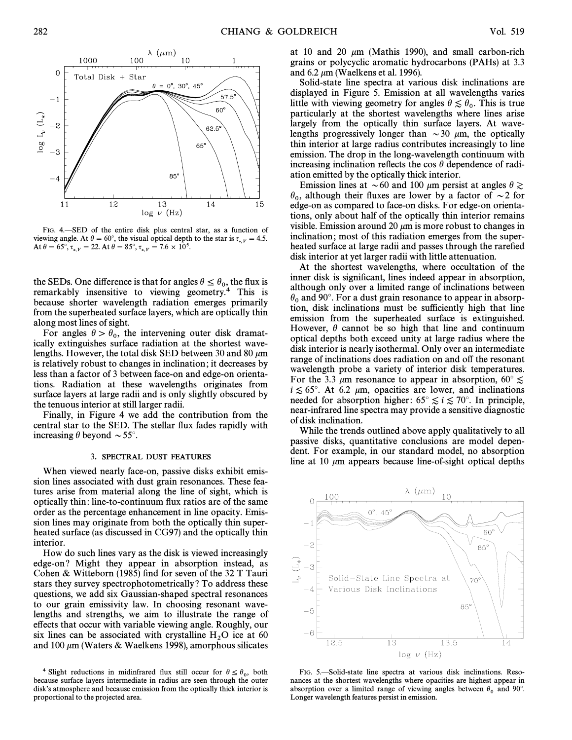FIG. 4.—SED of the entire disk plus central star, as a function of viewing angle. At $\theta = 60°$, the visual optical depth to the star is $\tau_{*,V} = 4.5$. At $\theta = 65°$, $\tau_{*,V} = 22$. At $\theta = 85°$, $\tau_{*,V} = 7.6 \times 10^5$.

the SEDs. One difference is that for angles $\theta \leq \theta_0$, the flux is remarkably insensitive to viewing geometry.[4] This is because shorter wavelength radiation emerges primarily from the superheated surface layers, which are optically thin along most lines of sight.

For angles $\theta > \theta_0$, the intervening outer disk dramatically extinguishes surface radiation at the shortest wavelengths. However, the total disk SED between 30 and 80 $\mu$m is relatively robust to changes in inclination; it decreases by less than a factor of 3 between face-on and edge-on orientations. Radiation at these wavelengths originates from surface layers at large radii and is only slightly obscured by the tenuous interior at still larger radii.

Finally, in Figure 4 we add the contribution from the central star to the SED. The stellar flux fades rapidly with increasing $\theta$ beyond $\sim 55°$.

## 3. SPECTRAL DUST FEATURES

When viewed nearly face-on, passive disks exhibit emission lines associated with dust grain resonances. These features arise from material along the line of sight, which is optically thin: line-to-continuum flux ratios are of the same order as the percentage enhancement in line opacity. Emission lines may originate from both the optically thin superheated surface (as discussed in CG97) and the optically thin interior.

How do such lines vary as the disk is viewed increasingly edge-on? Might they appear in absorption instead, as Cohen & Witteborn (1985) find for seven of the 32 T Tauri stars they survey spectrophotometrically? To address these questions, we add six Gaussian-shaped spectral resonances to our grain emissivity law. In choosing resonant wavelengths and strengths, we aim to illustrate the range of effects that occur with variable viewing angle. Roughly, our six lines can be associated with crystalline $H_2O$ ice at 60 and 100 $\mu$m (Waters & Waelkens 1998), amorphous silicates at 10 and 20 $\mu$m (Mathis 1990), and small carbon-rich grains or polycyclic aromatic hydrocarbons (PAHs) at 3.3 and 6.2 $\mu$m (Waelkens et al. 1996).

Solid-state line spectra at various disk inclinations are displayed in Figure 5. Emission at all wavelengths varies little with viewing geometry for angles $\theta \lesssim \theta_0$. This is true particularly at the shortest wavelengths where lines arise largely from the optically thin surface layers. At wavelengths progressively longer than $\sim 30$ $\mu$m, the optically thin interior at large radius contributes increasingly to line emission. The drop in the long-wavelength continuum with increasing inclination reflects the $\cos\theta$ dependence of radiation emitted by the optically thick interior.

Emission lines at $\sim 60$ and 100 $\mu$m persist at angles $\theta \gtrsim \theta_0$, although their fluxes are lower by a factor of $\sim 2$ for edge-on as compared to face-on disks. For edge-on orientations, only about half of the optically thin interior remains visible. Emission around 20 $\mu$m is more robust to changes in inclination; most of this radiation emerges from the superheated surface at large radii and passes through the rarefied disk interior at yet larger radii with little attenuation.

At the shortest wavelengths, where occultation of the inner disk is significant, lines indeed appear in absorption, although only over a limited range of inclinations between $\theta_0$ and 90°. For a dust grain resonance to appear in absorption, disk inclinations must be sufficiently high that line emission from the superheated surface is extinguished. However, $\theta$ cannot be so high that line and continuum optical depths both exceed unity at large radius where the disk interior is nearly isothermal. Only over an intermediate range of inclinations does radiation on and off the resonant wavelength probe a variety of interior disk temperatures. For the 3.3 $\mu$m resonance to appear in absorption, $60° \lesssim i \lesssim 65°$. At 6.2 $\mu$m, opacities are lower, and inclinations needed for absorption higher: $65° \lesssim i \lesssim 70°$. In principle, near-infrared line spectra may provide a sensitive diagnostic of disk inclination.

While the trends outlined above apply qualitatively to all passive disks, quantitative conclusions are model dependent. For example, in our standard model, no absorption line at 10 $\mu$m appears because line-of-sight optical depths

FIG. 5.—Solid-state line spectra at various disk inclinations. Resonances at the shortest wavelengths where opacities are highest appear in absorption over a limited range of viewing angles between $\theta_0$ and 90°. Longer wavelength features persist in emission.

[4] Slight reductions in midinfrared flux still occur for $\theta \leq \theta_0$, both because surface layers intermediate in radius are seen through the outer disk's atmosphere and because emission from the optically thick interior is proportional to the projected area.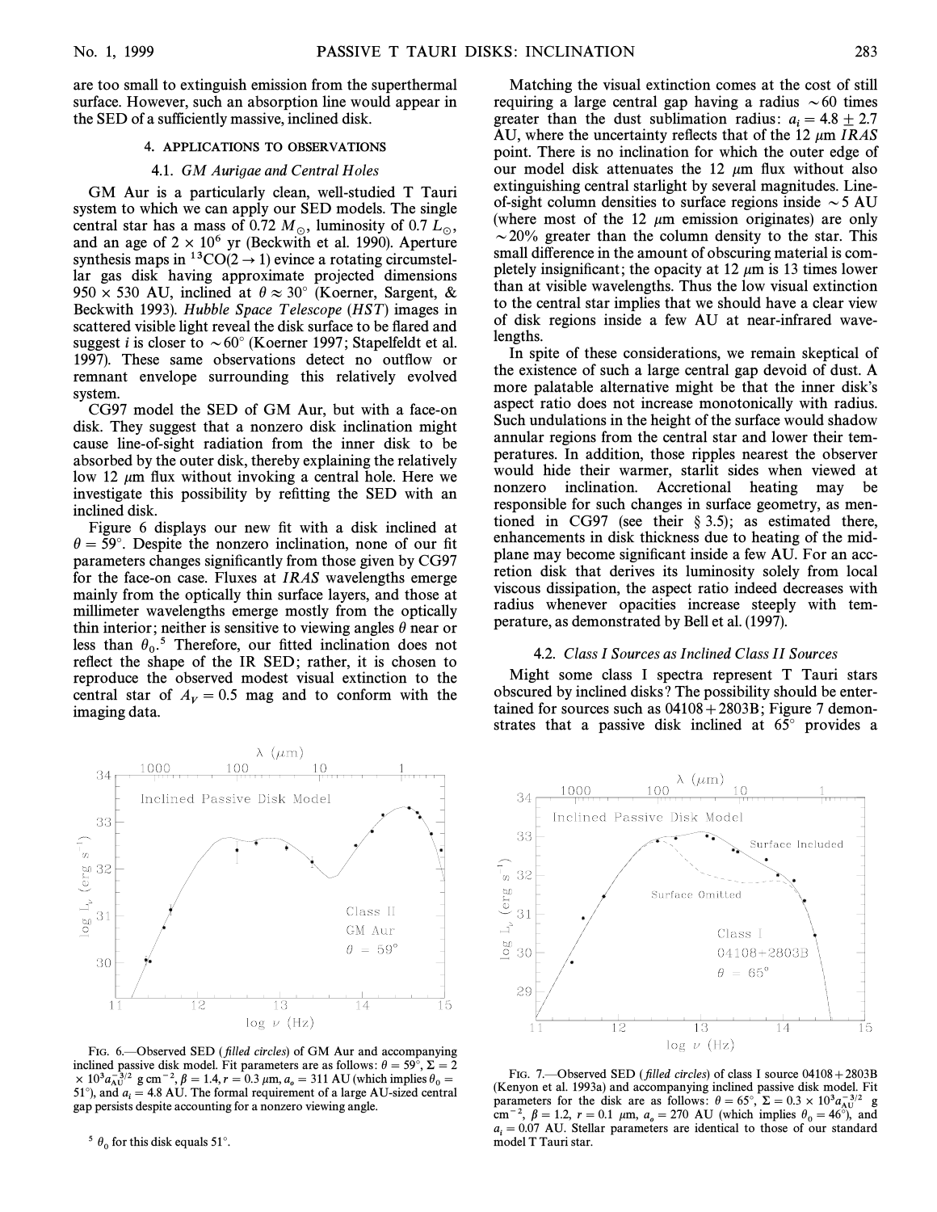are too small to extinguish emission from the superthermal surface. However, such an absorption line would appear in the SED of a sufficiently massive, inclined disk.

## 4. APPLICATIONS TO OBSERVATIONS

### 4.1. *GM Aurigae and Central Holes*

GM Aur is a particularly clean, well-studied T Tauri system to which we can apply our SED models. The single central star has a mass of 0.72 $M_{\odot}$, luminosity of 0.7 $L_{\odot}$, and an age of $2 \times 10^6$ yr (Beckwith et al. 1990). Aperture synthesis maps in $^{13}CO(2 \rightarrow 1)$ evince a rotating circumstellar gas disk having approximate projected dimensions $950 \times 530$ AU, inclined at $\theta \approx 30°$ (Koerner, Sargent, & Beckwith 1993). *Hubble Space Telescope* (*HST*) images in scattered visible light reveal the disk surface to be flared and suggest $i$ is closer to $\sim 60°$ (Koerner 1997; Stapelfeldt et al. 1997). These same observations detect no outflow or remnant envelope surrounding this relatively evolved system.

CG97 model the SED of GM Aur, but with a face-on disk. They suggest that a nonzero disk inclination might cause line-of-sight radiation from the inner disk to be absorbed by the outer disk, thereby explaining the relatively low 12 $\mu$m flux without invoking a central hole. Here we investigate this possibility by refitting the SED with an inclined disk.

Figure 6 displays our new fit with a disk inclined at $\theta = 59°$. Despite the nonzero inclination, none of our fit parameters changes significantly from those given by CG97 for the face-on case. Fluxes at *IRAS* wavelengths emerge mainly from the optically thin surface layers, and those at millimeter wavelengths emerge mostly from the optically thin interior; neither is sensitive to viewing angles $\theta$ near or less than $\theta_0$.[5] Therefore, our fitted inclination does not reflect the shape of the IR SED; rather, it is chosen to reproduce the observed modest visual extinction to the central star of $A_V = 0.5$ mag and to conform with the imaging data.

FIG. 6.—Observed SED (*filled circles*) of GM Aur and accompanying inclined passive disk model. Fit parameters are as follows: $\theta = 59°$, $\Sigma = 2 \times 10^3 a_{\rm AU}^{-3/2}$ g cm$^{-2}$, $\beta = 1.4$, $r = 0.3$ $\mu$m, $a_o = 311$ AU (which implies $\theta_0 = 51°$), and $a_i = 4.8$ AU. The formal requirement of a large AU-sized central gap persists despite accounting for a nonzero viewing angle.

[5] $\theta_0$ for this disk equals 51°.

Matching the visual extinction comes at the cost of still requiring a large central gap having a radius $\sim 60$ times greater than the dust sublimation radius: $a_i = 4.8 \pm 2.7$ AU, where the uncertainty reflects that of the 12 $\mu$m *IRAS* point. There is no inclination for which the outer edge of our model disk attenuates the 12 $\mu$m flux without also extinguishing central starlight by several magnitudes. Line-of-sight column densities to surface regions inside $\sim 5$ AU (where most of the 12 $\mu$m emission originates) are only $\sim 20\%$ greater than the column density to the star. This small difference in the amount of obscuring material is completely insignificant; the opacity at 12 $\mu$m is 13 times lower than at visible wavelengths. Thus the low visual extinction to the central star implies that we should have a clear view of disk regions inside a few AU at near-infrared wavelengths.

In spite of these considerations, we remain skeptical of the existence of such a large central gap devoid of dust. A more palatable alternative might be that the inner disk's aspect ratio does not increase monotonically with radius. Such undulations in the height of the surface would shadow annular regions from the central star and lower their temperatures. In addition, those ripples nearest the observer would hide their warmer, starlit sides when viewed at nonzero inclination. Accretional heating may be responsible for such changes in surface geometry, as mentioned in CG97 (see their § 3.5); as estimated there, enhancements in disk thickness due to heating of the midplane may become significant inside a few AU. For an accretion disk that derives its luminosity solely from local viscous dissipation, the aspect ratio indeed decreases with radius whenever opacities increase steeply with temperature, as demonstrated by Bell et al. (1997).

### 4.2. *Class I Sources as Inclined Class II Sources*

Might some class I spectra represent T Tauri stars obscured by inclined disks? The possibility should be entertained for sources such as 04108+2803B; Figure 7 demonstrates that a passive disk inclined at 65° provides a

FIG. 7.—Observed SED (*filled circles*) of class I source 04108+2803B (Kenyon et al. 1993a) and accompanying inclined passive disk model. Fit parameters for the disk are as follows: $\theta = 65°$, $\Sigma = 0.3 \times 10^3 a_{\rm AU}^{-3/2}$ g cm$^{-2}$, $\beta = 1.2$, $r = 0.1$ $\mu$m, $a_o = 270$ AU (which implies $\theta_0 = 46°$), and $a_i = 0.07$ AU. Stellar parameters are identical to those of our standard model T Tauri star.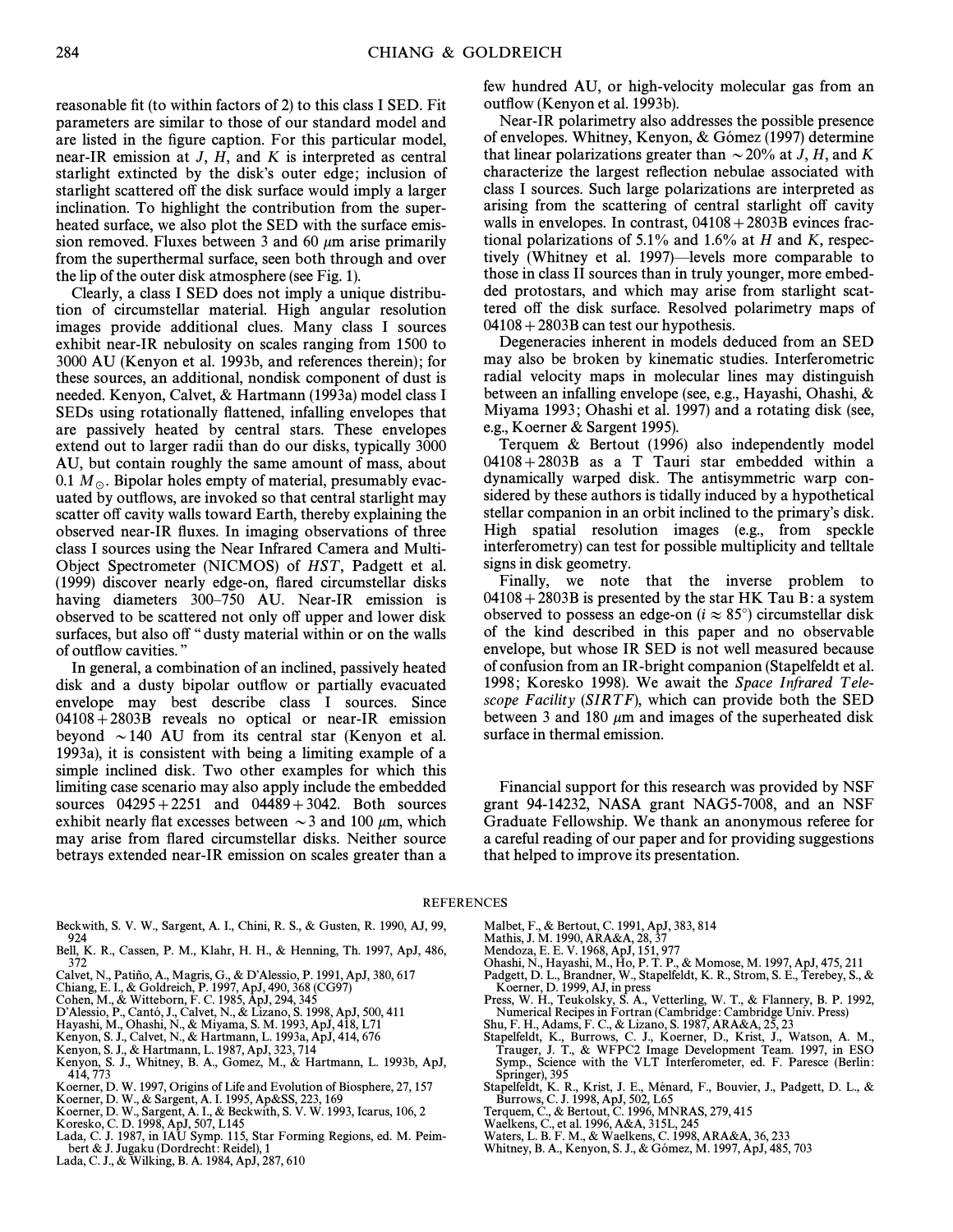reasonable fit (to within factors of 2) to this class I SED. Fit parameters are similar to those of our standard model and are listed in the figure caption. For this particular model, near-IR emission at $J$, $H$, and $K$ is interpreted as central starlight extincted by the disk's outer edge; inclusion of starlight scattered off the disk surface would imply a larger inclination. To highlight the contribution from the superheated surface, we also plot the SED with the surface emission removed. Fluxes between 3 and 60 $\mu$m arise primarily from the superthermal surface, seen both through and over the lip of the outer disk atmosphere (see Fig. 1).

Clearly, a class I SED does not imply a unique distribution of circumstellar material. High angular resolution images provide additional clues. Many class I sources exhibit near-IR nebulosity on scales ranging from 1500 to 3000 AU (Kenyon et al. 1993b, and references therein); for these sources, an additional, nondisk component of dust is needed. Kenyon, Calvet, & Hartmann (1993a) model class I SEDs using rotationally flattened, infalling envelopes that are passively heated by central stars. These envelopes extend out to larger radii than do our disks, typically 3000 AU, but contain roughly the same amount of mass, about 0.1 $M_{\odot}$. Bipolar holes empty of material, presumably evacuated by outflows, are invoked so that central starlight may scatter off cavity walls toward Earth, thereby explaining the observed near-IR fluxes. In imaging observations of three class I sources using the Near Infrared Camera and Multi-Object Spectrometer (NICMOS) of *HST*, Padgett et al. (1999) discover nearly edge-on, flared circumstellar disks having diameters 300–750 AU. Near-IR emission is observed to be scattered not only off upper and lower disk surfaces, but also off "dusty material within or on the walls of outflow cavities."

In general, a combination of an inclined, passively heated disk and a dusty bipolar outflow or partially evacuated envelope may best describe class I sources. Since 04108+2803B reveals no optical or near-IR emission beyond $\sim$140 AU from its central star (Kenyon et al. 1993a), it is consistent with being a limiting example of a simple inclined disk. Two other examples for which this limiting case scenario may also apply include the embedded sources 04295+2251 and 04489+3042. Both sources exhibit nearly flat excesses between $\sim$3 and 100 $\mu$m, which may arise from flared circumstellar disks. Neither source betrays extended near-IR emission on scales greater than a few hundred AU, or high-velocity molecular gas from an outflow (Kenyon et al. 1993b).

Near-IR polarimetry also addresses the possible presence of envelopes. Whitney, Kenyon, & Gómez (1997) determine that linear polarizations greater than $\sim$20% at $J$, $H$, and $K$ characterize the largest reflection nebulae associated with class I sources. Such large polarizations are interpreted as arising from the scattering of central starlight off cavity walls in envelopes. In contrast, 04108+2803B evinces fractional polarizations of 5.1% and 1.6% at $H$ and $K$, respectively (Whitney et al. 1997)—levels more comparable to those in class II sources than in truly younger, more embedded protostars, and which may arise from starlight scattered off the disk surface. Resolved polarimetry maps of 04108+2803B can test our hypothesis.

Degeneracies inherent in models deduced from an SED may also be broken by kinematic studies. Interferometric radial velocity maps in molecular lines may distinguish between an infalling envelope (see, e.g., Hayashi, Ohashi, & Miyama 1993; Ohashi et al. 1997) and a rotating disk (see, e.g., Koerner & Sargent 1995).

Terquem & Bertout (1996) also independently model 04108+2803B as a T Tauri star embedded within a dynamically warped disk. The antisymmetric warp considered by these authors is tidally induced by a hypothetical stellar companion in an orbit inclined to the primary's disk. High spatial resolution images (e.g., from speckle interferometry) can test for possible multiplicity and telltale signs in disk geometry.

Finally, we note that the inverse problem to 04108+2803B is presented by the star HK Tau B: a system observed to possess an edge-on ($i \approx 85^{\circ}$) circumstellar disk of the kind described in this paper and no observable envelope, but whose IR SED is not well measured because of confusion from an IR-bright companion (Stapelfeldt et al. 1998; Koresko 1998). We await the *Space Infrared Telescope Facility* (*SIRTF*), which can provide both the SED between 3 and 180 $\mu$m and images of the superheated disk surface in thermal emission.

Financial support for this research was provided by NSF grant 94-14232, NASA grant NAG5-7008, and an NSF Graduate Fellowship. We thank an anonymous referee for a careful reading of our paper and for providing suggestions that helped to improve its presentation.

## REFERENCES

Beckwith, S. V. W., Sargent, A. I., Chini, R. S., & Gusten, R. 1990, AJ, 99, 924
Bell, K. R., Cassen, P. M., Klahr, H. H., & Henning, Th. 1997, ApJ, 486, 372
Calvet, N., Patiño, A., Magris, G., & D'Alessio, P. 1991, ApJ, 380, 617
Chiang, E. I., & Goldreich, P. 1997, ApJ, 490, 368 (CG97)
Cohen, M., & Witteborn, F. C. 1985, ApJ, 294, 345
D'Alessio, P., Cantó, J., Calvet, N., & Lizano, S. 1998, ApJ, 500, 411
Hayashi, M., Ohashi, N., & Miyama, S. M. 1993, ApJ, 418, L71
Kenyon, S. J., Calvet, N., & Hartmann, L. 1993a, ApJ, 414, 676
Kenyon, S. J., & Hartmann, L. 1987, ApJ, 323, 714
Kenyon, S. J., Whitney, B. A., Gomez, M., & Hartmann, L. 1993b, ApJ, 414, 773
Koerner, D. W. 1997, Origins of Life and Evolution of Biosphere, 27, 157
Koerner, D. W., & Sargent, A. I. 1995, Ap&SS, 223, 169
Koerner, D. W., Sargent, A. I., & Beckwith, S. V. W. 1993, Icarus, 106, 2
Koresko, C. D. 1998, ApJ, 507, L145
Lada, C. J. 1987, in IAU Symp. 115, Star Forming Regions, ed. M. Peimbert & J. Jugaku (Dordrecht: Reidel), 1
Lada, C. J., & Wilking, B. A. 1984, ApJ, 287, 610
Malbet, F., & Bertout, C. 1991, ApJ, 383, 814
Mathis, J. M. 1990, ARA&A, 28, 37
Mendoza, E. E. V. 1968, ApJ, 151, 977
Ohashi, N., Hayashi, M., Ho, P. T. P., & Momose, M. 1997, ApJ, 475, 211
Padgett, D. L., Brandner, W., Stapelfeldt, K. R., Strom, S. E., Terebey, S., & Koerner, D. 1999, AJ, in press
Press, W. H., Teukolsky, S. A., Vetterling, W. T., & Flannery, B. P. 1992, Numerical Recipes in Fortran (Cambridge: Cambridge Univ. Press)
Shu, F. H., Adams, F. C., & Lizano, S. 1987, ARA&A, 25, 23
Stapelfeldt, K., Burrows, C. J., Koerner, D., Krist, J., Watson, A. M., Trauger, J. T., & WFPC2 Image Development Team. 1997, in ESO Symp., Science with the VLT Interferometer, ed. F. Paresce (Berlin: Springer), 395
Stapelfeldt, K. R., Krist, J. E., Ménard, F., Bouvier, J., Padgett, D. L., & Burrows, C. J. 1998, ApJ, 502, L65
Terquem, C., & Bertout, C. 1996, MNRAS, 279, 415
Waelkens, C., et al. 1996, A&A, 315L, 245
Waters, L. B. F. M., & Waelkens, C. 1998, ARA&A, 36, 233
Whitney, B. A., Kenyon, S. J., & Gómez, M. 1997, ApJ, 485, 703